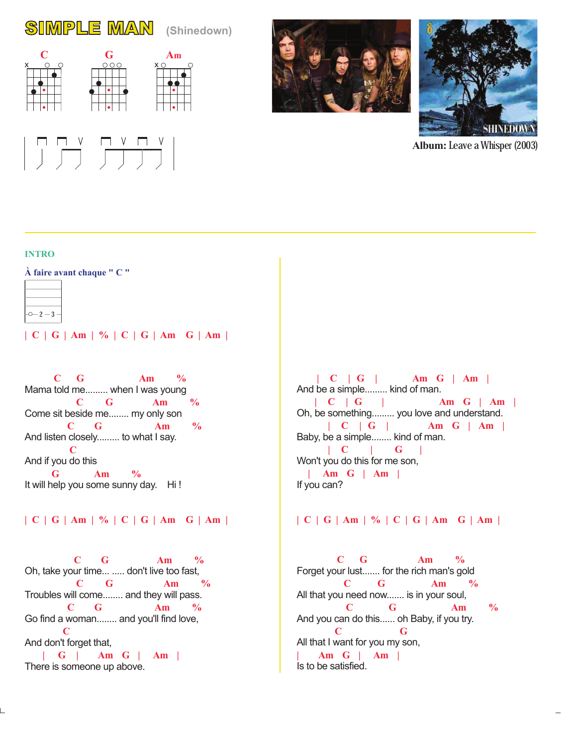# SIMPLE MAN (Shinedown)

C G Am

**Album:** Leave a Whisper (2003)

**INTRO**

À faire avant chaque " C "

```
|
|
|
|-o--2--3
```

| C | G | Am | % | C | G | Am  G | Am |

```
        C     G               Am       %
Mama told me......... when I was young
             C       G            Am        %
Come sit beside me........ my only son
          C       G              Am        %
And listen closely......... to what I say.
          C
And if you do this
       G            Am         %
It will help you some sunny day.    Hi !
```

| C | G | Am | % | C | G | Am  G | Am |

```
               C      G               Am        %
Oh, take your time... ..... don't live too fast,
              C        G            Am         %
Troubles will come........ and they will pass.
          C       G              Am        %
Go find a woman........ and you'll find love,
          C
And don't forget that,
     |  G   |      Am  G  |   Am  |
There is someone up above.
```

```
      |  C   |  G  |          Am   G  |  Am  |
And be a simple......... kind of man.
      |  C   |  G    |              Am   G  |  Am  |
Oh, be something......... you love and understand.
         |  C   |  G  |          Am   G  |  Am  |
Baby, be a simple........ kind of man.
         |  C     |      G     |
Won't you do this for me son,
    |  Am  G  |  Am  |
If you can?
```

| C | G | Am | % | C | G | Am  G | Am |

```
               C     G              Am       %
Forget your lust....... for the rich man's gold
                C        G              Am        %
All that you need now....... is in your soul,
                 C           G               Am        %
And you can do this...... oh Baby, if you try.
              C                 G
All that I want for you my son,
|    Am  G  |    Am  |
Is to be satisfied.
```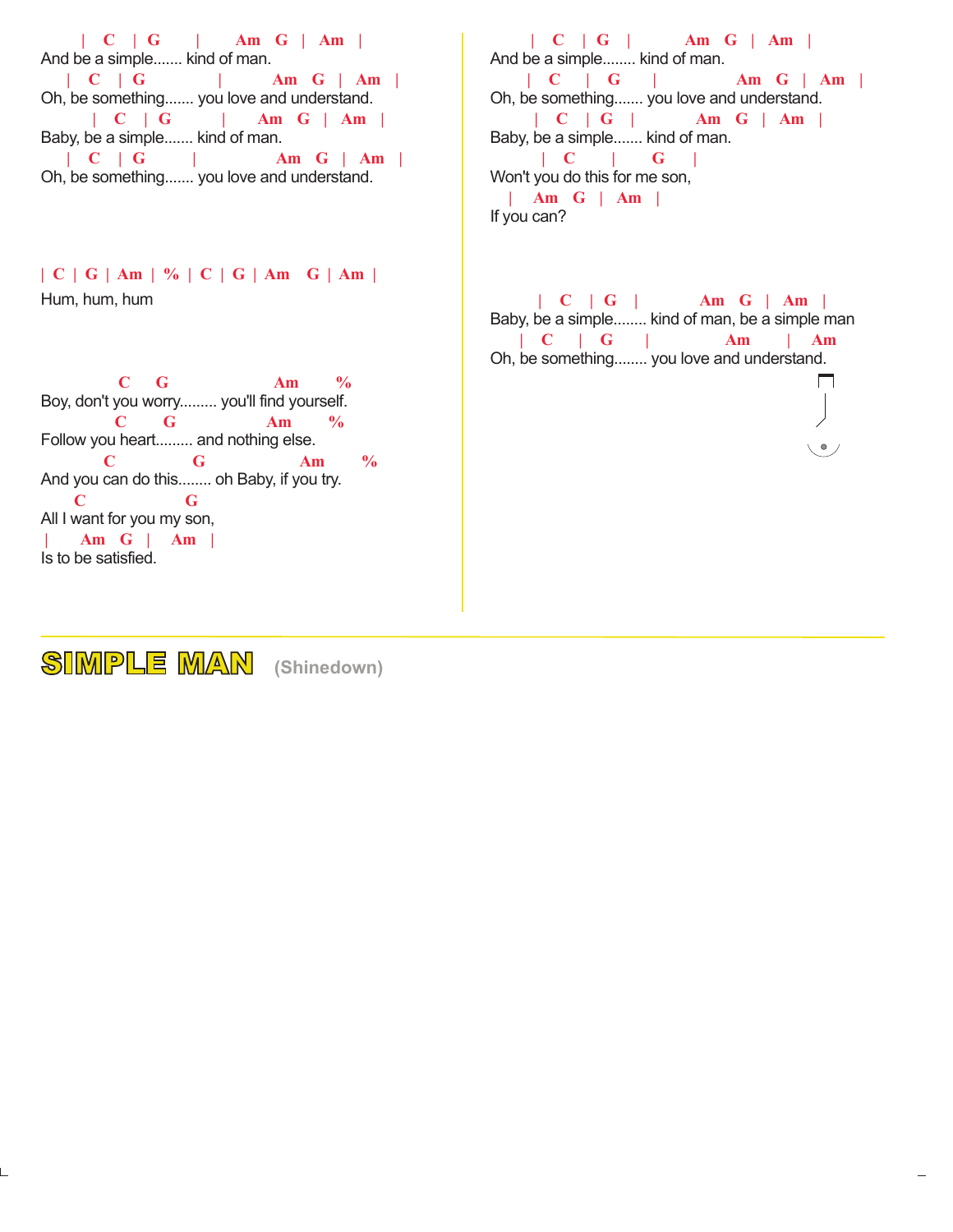```
      |  C  | G      |      Am  G  |  Am  |
And be a simple....... kind of man.
    |  C  | G           |         Am  G  |  Am  |
Oh, be something....... you love and understand.
        |  C  | G       |        Am  G  |  Am  |
Baby, be a simple....... kind of man.
    |  C  | G         |              Am  G  |  Am  |
Oh, be something....... you love and understand.
```

```
| C | G | Am | % | C | G | Am   G | Am |
Hum, hum, hum
```

```
            C    G                    Am       %
Boy, don't you worry......... you'll find yourself.
            C      G                Am       %
Follow you heart......... and nothing else.
          C               G              Am        %
And you can do this........ oh Baby, if you try.
     C                  G
All I want for you my son,
|      Am  G  |   Am  |
Is to be satisfied.
```

```
      |  C  | G   |         Am  G  |  Am  |
And be a simple........ kind of man.
    |  C    |  G      |           Am  G  |  Am  |
Oh, be something....... you love and understand.
        |  C  | G   |        Am  G  |  Am  |
Baby, be a simple....... kind of man.
        |  C     |     G     |
Won't you do this for me son,
   |  Am  G  |  Am  |
If you can?
```

```
        |  C  | G   |         Am  G  |  Am  |
Baby, be a simple........ kind of man, be a simple man
    |  C    |  G      |           Am       |  Am
Oh, be something........ you love and understand.
```

# SIMPLE MAN (Shinedown)